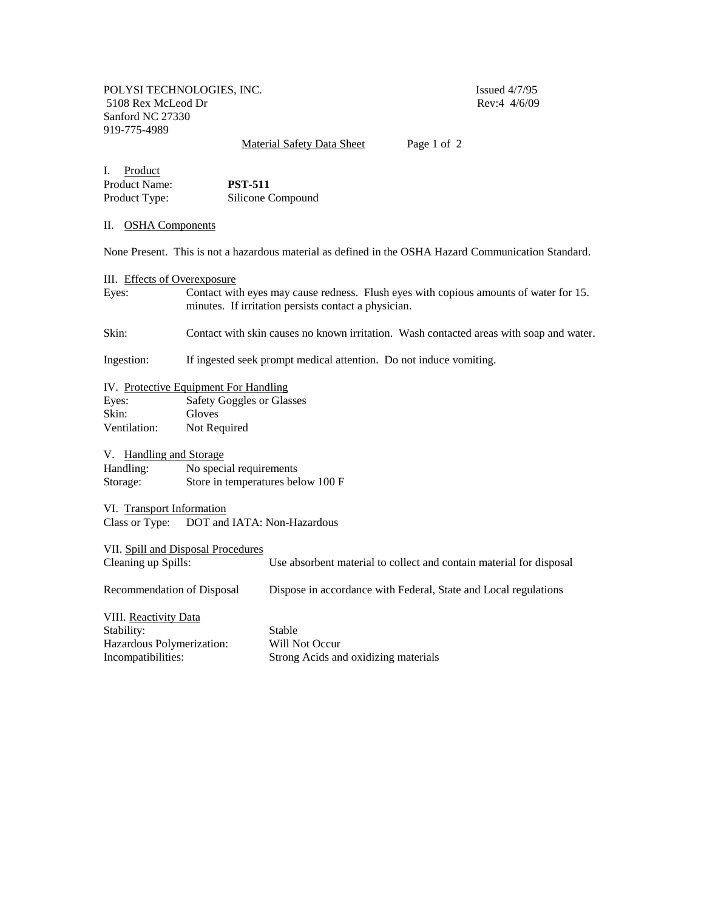POLYSI TECHNOLOGIES, INC.
5108 Rex McLeod Dr
Sanford NC 27330
919-775-4989

Issued 4/7/95
Rev:4 4/6/09

# Material Safety Data Sheet

## I. Product

| | |
|---|---|
| Product Name: | **PST-511** |
| Product Type: | Silicone Compound |

## II. OSHA Components

None Present. This is not a hazardous material as defined in the OSHA Hazard Communication Standard.

## III. Effects of Overexposure

| | |
|---|---|
| Eyes: | Contact with eyes may cause redness. Flush eyes with copious amounts of water for 15. minutes. If irritation persists contact a physician. |
| Skin: | Contact with skin causes no known irritation. Wash contacted areas with soap and water. |
| Ingestion: | If ingested seek prompt medical attention. Do not induce vomiting. |

## IV. Protective Equipment For Handling

| | |
|---|---|
| Eyes: | Safety Goggles or Glasses |
| Skin: | Gloves |
| Ventilation: | Not Required |

## V. Handling and Storage

| | |
|---|---|
| Handling: | No special requirements |
| Storage: | Store in temperatures below 100 F |

## VI. Transport Information

Class or Type: DOT and IATA: Non-Hazardous

## VII. Spill and Disposal Procedures

| | |
|---|---|
| Cleaning up Spills: | Use absorbent material to collect and contain material for disposal |
| Recommendation of Disposal | Dispose in accordance with Federal, State and Local regulations |

## VIII. Reactivity Data

| | |
|---|---|
| Stability: | Stable |
| Hazardous Polymerization: | Will Not Occur |
| Incompatibilities: | Strong Acids and oxidizing materials |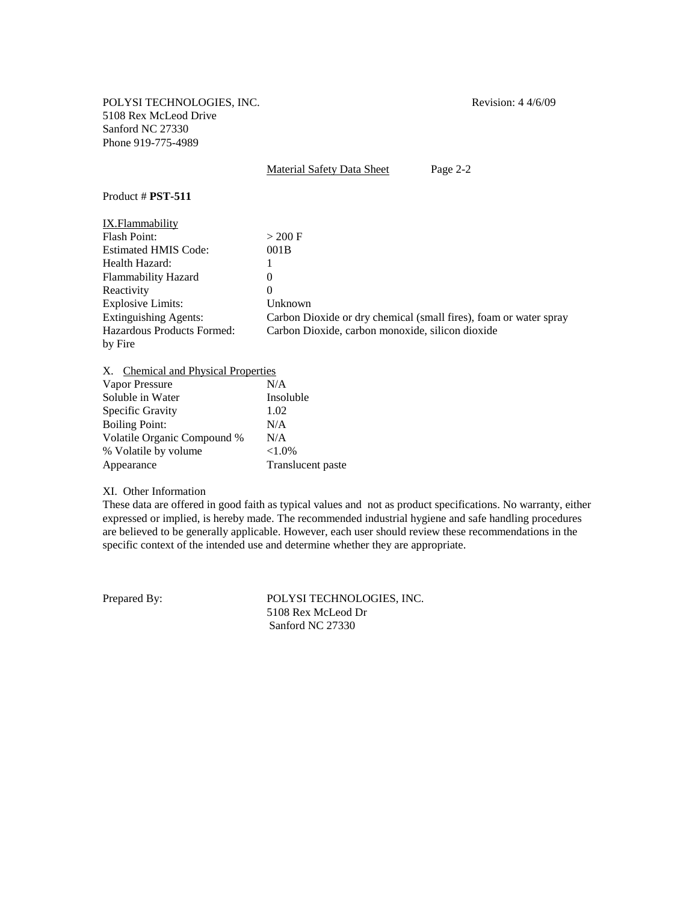POLYSI TECHNOLOGIES, INC.
5108 Rex McLeod Drive
Sanford NC 27330
Phone 919-775-4989

Revision: 4 4/6/09

Material Safety Data Sheet

Product # **PST-511**

## IX.Flammability

| | |
|---|---|
| Flash Point: | > 200 F |
| Estimated HMIS Code: | 001B |
| Health Hazard: | 1 |
| Flammability Hazard | 0 |
| Reactivity | 0 |
| Explosive Limits: | Unknown |
| Extinguishing Agents: | Carbon Dioxide or dry chemical (small fires), foam or water spray |
| Hazardous Products Formed: by Fire | Carbon Dioxide, carbon monoxide, silicon dioxide |

## X. Chemical and Physical Properties

| | |
|---|---|
| Vapor Pressure | N/A |
| Soluble in Water | Insoluble |
| Specific Gravity | 1.02 |
| Boiling Point: | N/A |
| Volatile Organic Compound % | N/A |
| % Volatile by volume | <1.0% |
| Appearance | Translucent paste |

## XI. Other Information

These data are offered in good faith as typical values and not as product specifications. No warranty, either expressed or implied, is hereby made. The recommended industrial hygiene and safe handling procedures are believed to be generally applicable. However, each user should review these recommendations in the specific context of the intended use and determine whether they are appropriate.

Prepared By:

POLYSI TECHNOLOGIES, INC.
5108 Rex McLeod Dr
Sanford NC 27330